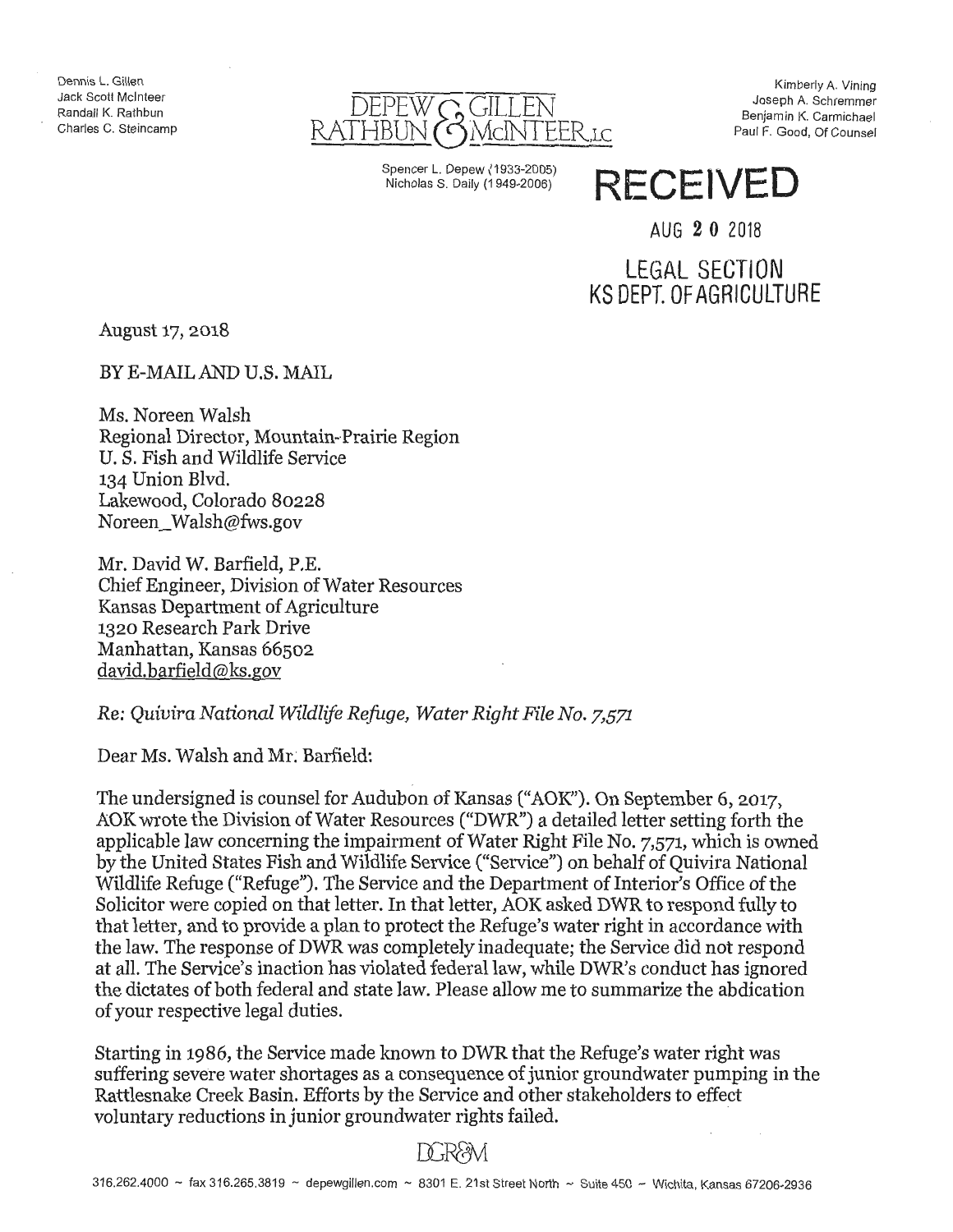Dennis L. Gillen
Jack Scott McInteer
Randall K. Rathbun
Charles C. Steincamp

DEPEW GILLEN RATHBUN & McINTEER, LC

Spencer L. Depew (1933-2005)
Nicholas S. Daily (1949-2006)

Kimberly A. Vining
Joseph A. Schremmer
Benjamin K. Carmichael
Paul F. Good, Of Counsel

**RECEIVED**

AUG 20 2018

LEGAL SECTION
KS DEPT. OF AGRICULTURE

August 17, 2018

BY E-MAIL AND U.S. MAIL

Ms. Noreen Walsh
Regional Director, Mountain-Prairie Region
U. S. Fish and Wildlife Service
134 Union Blvd.
Lakewood, Colorado 80228
Noreen_Walsh@fws.gov

Mr. David W. Barfield, P.E.
Chief Engineer, Division of Water Resources
Kansas Department of Agriculture
1320 Research Park Drive
Manhattan, Kansas 66502
david.barfield@ks.gov

*Re: Quivira National Wildlife Refuge, Water Right File No. 7,571*

Dear Ms. Walsh and Mr. Barfield:

The undersigned is counsel for Audubon of Kansas ("AOK"). On September 6, 2017, AOK wrote the Division of Water Resources ("DWR") a detailed letter setting forth the applicable law concerning the impairment of Water Right File No. 7,571, which is owned by the United States Fish and Wildlife Service ("Service") on behalf of Quivira National Wildlife Refuge ("Refuge"). The Service and the Department of Interior's Office of the Solicitor were copied on that letter. In that letter, AOK asked DWR to respond fully to that letter, and to provide a plan to protect the Refuge's water right in accordance with the law. The response of DWR was completely inadequate; the Service did not respond at all. The Service's inaction has violated federal law, while DWR's conduct has ignored the dictates of both federal and state law. Please allow me to summarize the abdication of your respective legal duties.

Starting in 1986, the Service made known to DWR that the Refuge's water right was suffering severe water shortages as a consequence of junior groundwater pumping in the Rattlesnake Creek Basin. Efforts by the Service and other stakeholders to effect voluntary reductions in junior groundwater rights failed.

DGR&M

316.262.4000 ~ fax 316.265.3819 ~ depewgillen.com ~ 8301 E. 21st Street North ~ Suite 450 ~ Wichita, Kansas 67206-2936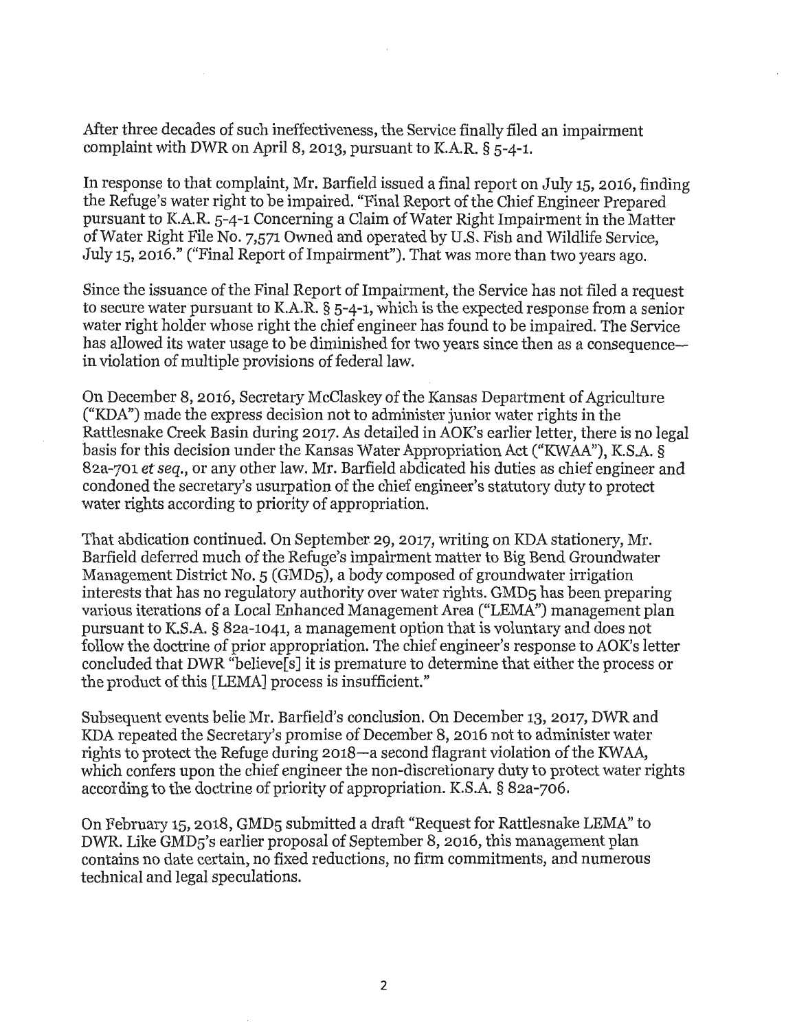After three decades of such ineffectiveness, the Service finally filed an impairment complaint with DWR on April 8, 2013, pursuant to K.A.R. § 5-4-1.

In response to that complaint, Mr. Barfield issued a final report on July 15, 2016, finding the Refuge's water right to be impaired. "Final Report of the Chief Engineer Prepared pursuant to K.A.R. 5-4-1 Concerning a Claim of Water Right Impairment in the Matter of Water Right File No. 7,571 Owned and operated by U.S. Fish and Wildlife Service, July 15, 2016." ("Final Report of Impairment"). That was more than two years ago.

Since the issuance of the Final Report of Impairment, the Service has not filed a request to secure water pursuant to K.A.R. § 5-4-1, which is the expected response from a senior water right holder whose right the chief engineer has found to be impaired. The Service has allowed its water usage to be diminished for two years since then as a consequence—in violation of multiple provisions of federal law.

On December 8, 2016, Secretary McClaskey of the Kansas Department of Agriculture ("KDA") made the express decision not to administer junior water rights in the Rattlesnake Creek Basin during 2017. As detailed in AOK's earlier letter, there is no legal basis for this decision under the Kansas Water Appropriation Act ("KWAA"), K.S.A. § 82a-701 *et seq.*, or any other law. Mr. Barfield abdicated his duties as chief engineer and condoned the secretary's usurpation of the chief engineer's statutory duty to protect water rights according to priority of appropriation.

That abdication continued. On September 29, 2017, writing on KDA stationery, Mr. Barfield deferred much of the Refuge's impairment matter to Big Bend Groundwater Management District No. 5 (GMD5), a body composed of groundwater irrigation interests that has no regulatory authority over water rights. GMD5 has been preparing various iterations of a Local Enhanced Management Area ("LEMA") management plan pursuant to K.S.A. § 82a-1041, a management option that is voluntary and does not follow the doctrine of prior appropriation. The chief engineer's response to AOK's letter concluded that DWR "believe[s] it is premature to determine that either the process or the product of this [LEMA] process is insufficient."

Subsequent events belie Mr. Barfield's conclusion. On December 13, 2017, DWR and KDA repeated the Secretary's promise of December 8, 2016 not to administer water rights to protect the Refuge during 2018—a second flagrant violation of the KWAA, which confers upon the chief engineer the non-discretionary duty to protect water rights according to the doctrine of priority of appropriation. K.S.A. § 82a-706.

On February 15, 2018, GMD5 submitted a draft "Request for Rattlesnake LEMA" to DWR. Like GMD5's earlier proposal of September 8, 2016, this management plan contains no date certain, no fixed reductions, no firm commitments, and numerous technical and legal speculations.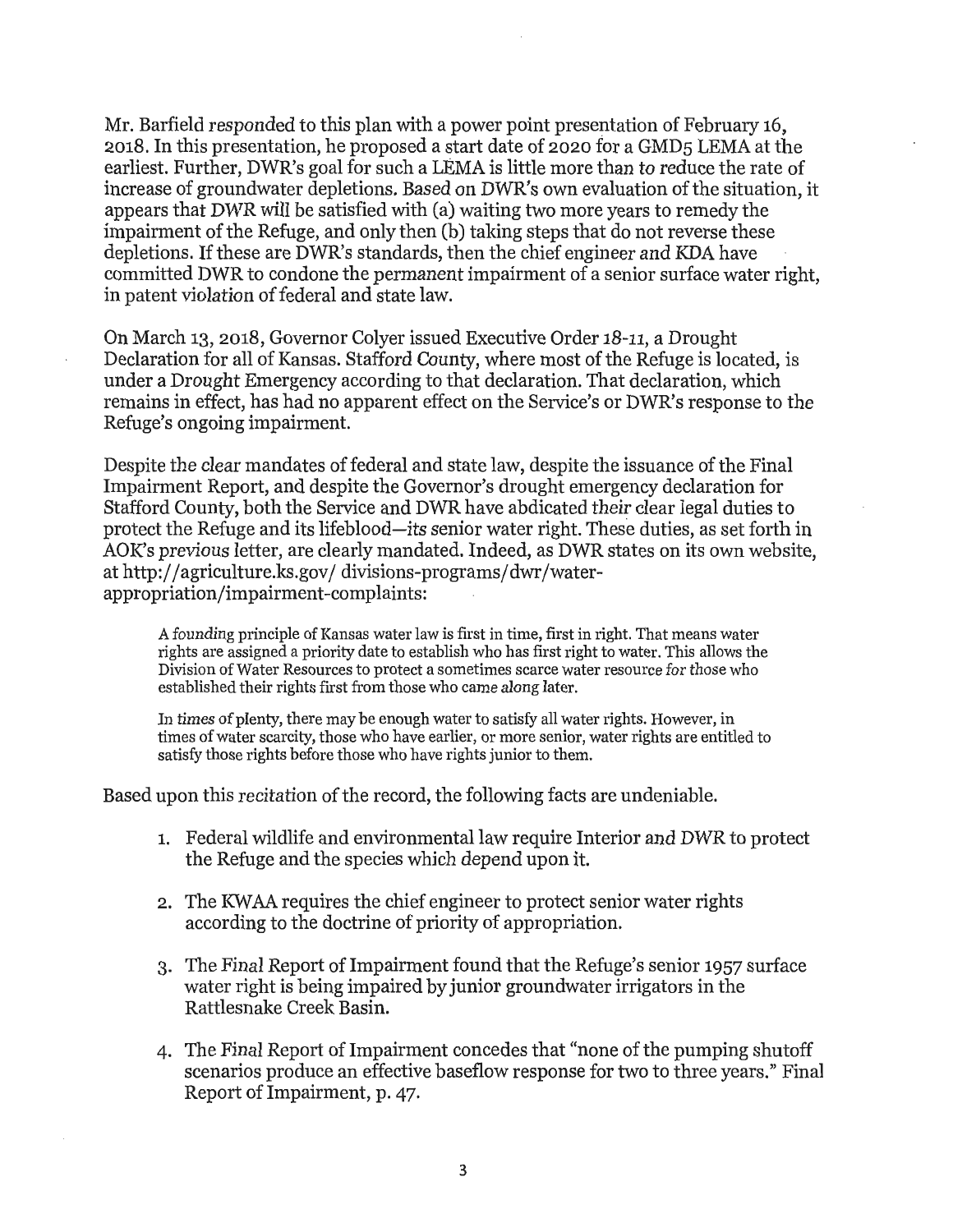Mr. Barfield responded to this plan with a power point presentation of February 16, 2018. In this presentation, he proposed a start date of 2020 for a GMD5 LEMA at the earliest. Further, DWR's goal for such a LEMA is little more than to reduce the rate of increase of groundwater depletions. Based on DWR's own evaluation of the situation, it appears that DWR will be satisfied with (a) waiting two more years to remedy the impairment of the Refuge, and only then (b) taking steps that do not reverse these depletions. If these are DWR's standards, then the chief engineer and KDA have committed DWR to condone the *permanent* impairment of a senior surface water right, in patent violation of federal and state law.

On March 13, 2018, Governor Colyer issued Executive Order 18-11, a Drought Declaration for all of Kansas. Stafford County, where most of the Refuge is located, is under a Drought Emergency according to that declaration. That declaration, which remains in effect, has had no apparent effect on the Service's or DWR's response to the Refuge's ongoing impairment.

Despite the clear mandates of federal and state law, despite the issuance of the Final Impairment Report, and despite the Governor's drought emergency declaration for Stafford County, both the Service and DWR have abdicated their clear legal duties to protect the Refuge and its lifeblood—its senior water right. These duties, as set forth in AOK's previous letter, are clearly mandated. Indeed, as DWR states on its own website, at http://agriculture.ks.gov/ divisions-programs/dwr/water-appropriation/impairment-complaints:

> A founding principle of Kansas water law is first in time, first in right. That means water rights are assigned a priority date to establish who has first right to water. This allows the Division of Water Resources to protect a sometimes scarce water resource for those who established their rights first from those who came along later.
>
> In times of plenty, there may be enough water to satisfy all water rights. However, in times of water scarcity, those who have earlier, or more senior, water rights are entitled to satisfy those rights before those who have rights junior to them.

Based upon this recitation of the record, the following facts are undeniable.

1. Federal wildlife and environmental law require Interior and DWR to protect the Refuge and the species which depend upon it.
2. The KWAA requires the chief engineer to protect senior water rights according to the doctrine of priority of appropriation.
3. The Final Report of Impairment found that the Refuge's senior 1957 surface water right is being impaired by junior groundwater irrigators in the Rattlesnake Creek Basin.
4. The Final Report of Impairment concedes that "none of the pumping shutoff scenarios produce an effective baseflow response for two to three years." Final Report of Impairment, p. 47.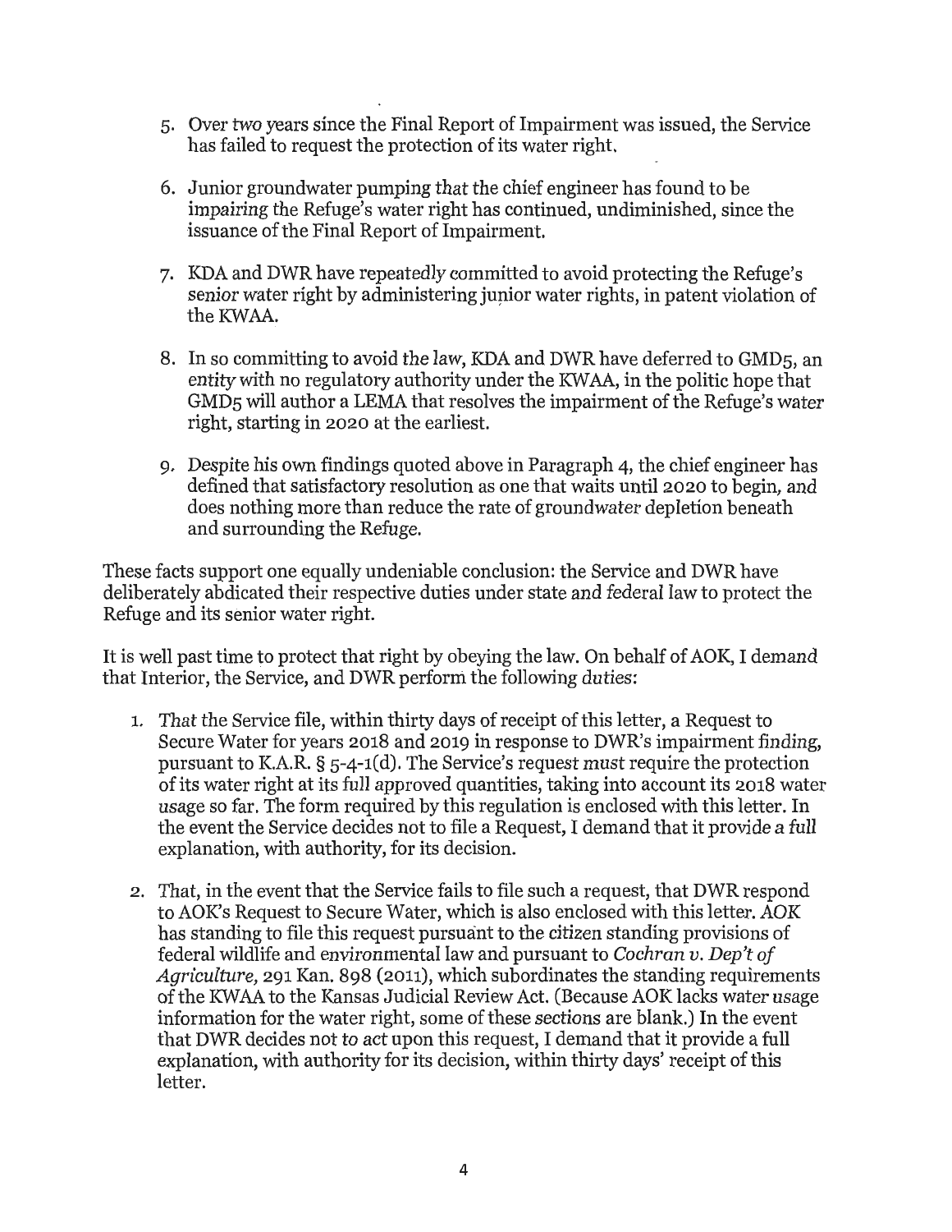5. Over two years since the Final Report of Impairment was issued, the Service has failed to request the protection of its water right.

6. Junior groundwater pumping that the chief engineer has found to be impairing the Refuge's water right has continued, undiminished, since the issuance of the Final Report of Impairment.

7. KDA and DWR have repeatedly committed to avoid protecting the Refuge's senior water right by administering junior water rights, in patent violation of the KWAA.

8. In so committing to avoid the law, KDA and DWR have deferred to GMD5, an entity with no regulatory authority under the KWAA, in the politic hope that GMD5 will author a LEMA that resolves the impairment of the Refuge's water right, starting in 2020 at the earliest.

9. Despite his own findings quoted above in Paragraph 4, the chief engineer has defined that satisfactory resolution as one that waits until 2020 to begin, and does nothing more than reduce the rate of groundwater depletion beneath and surrounding the Refuge.

These facts support one equally undeniable conclusion: the Service and DWR have deliberately abdicated their respective duties under state and federal law to protect the Refuge and its senior water right.

It is well past time to protect that right by obeying the law. On behalf of AOK, I demand that Interior, the Service, and DWR perform the following duties:

1. That the Service file, within thirty days of receipt of this letter, a Request to Secure Water for years 2018 and 2019 in response to DWR's impairment finding, pursuant to K.A.R. § 5-4-1(d). The Service's request must require the protection of its water right at its full approved quantities, taking into account its 2018 water usage so far. The form required by this regulation is enclosed with this letter. In the event the Service decides not to file a Request, I demand that it provide a full explanation, with authority, for its decision.

2. That, in the event that the Service fails to file such a request, that DWR respond to AOK's Request to Secure Water, which is also enclosed with this letter. AOK has standing to file this request pursuant to the citizen standing provisions of federal wildlife and environmental law and pursuant to *Cochran v. Dep't of Agriculture*, 291 Kan. 898 (2011), which subordinates the standing requirements of the KWAA to the Kansas Judicial Review Act. (Because AOK lacks water usage information for the water right, some of these sections are blank.) In the event that DWR decides not to act upon this request, I demand that it provide a full explanation, with authority for its decision, within thirty days' receipt of this letter.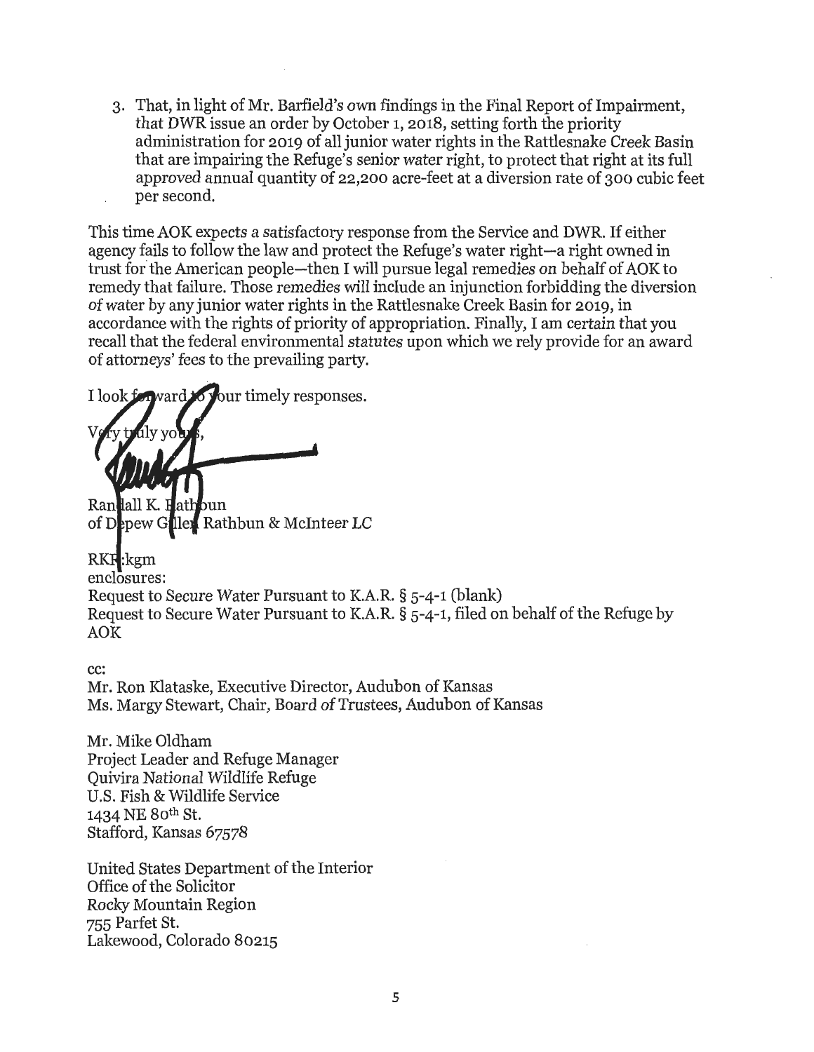3. That, in light of Mr. Barfield's own findings in the Final Report of Impairment, that DWR issue an order by October 1, 2018, setting forth the priority administration for 2019 of all junior water rights in the Rattlesnake Creek Basin that are impairing the Refuge's senior water right, to protect that right at its full approved annual quantity of 22,200 acre-feet at a diversion rate of 300 cubic feet per second.

This time AOK expects a satisfactory response from the Service and DWR. If either agency fails to follow the law and protect the Refuge's water right—a right owned in trust for the American people—then I will pursue legal remedies on behalf of AOK to remedy that failure. Those remedies will include an injunction forbidding the diversion of water by any junior water rights in the Rattlesnake Creek Basin for 2019, in accordance with the rights of priority of appropriation. Finally, I am certain that you recall that the federal environmental statutes upon which we rely provide for an award of attorneys' fees to the prevailing party.

I look forward to your timely responses.

Very truly yours,

Randall K. Rathbun
of Depew Gillen Rathbun & McInteer LC

RKR:kgm
enclosures:
Request to Secure Water Pursuant to K.A.R. § 5-4-1 (blank)
Request to Secure Water Pursuant to K.A.R. § 5-4-1, filed on behalf of the Refuge by AOK

cc:
Mr. Ron Klataske, Executive Director, Audubon of Kansas
Ms. Margy Stewart, Chair, Board of Trustees, Audubon of Kansas

Mr. Mike Oldham
Project Leader and Refuge Manager
Quivira National Wildlife Refuge
U.S. Fish & Wildlife Service
1434 NE 80th St.
Stafford, Kansas 67578

United States Department of the Interior
Office of the Solicitor
Rocky Mountain Region
755 Parfet St.
Lakewood, Colorado 80215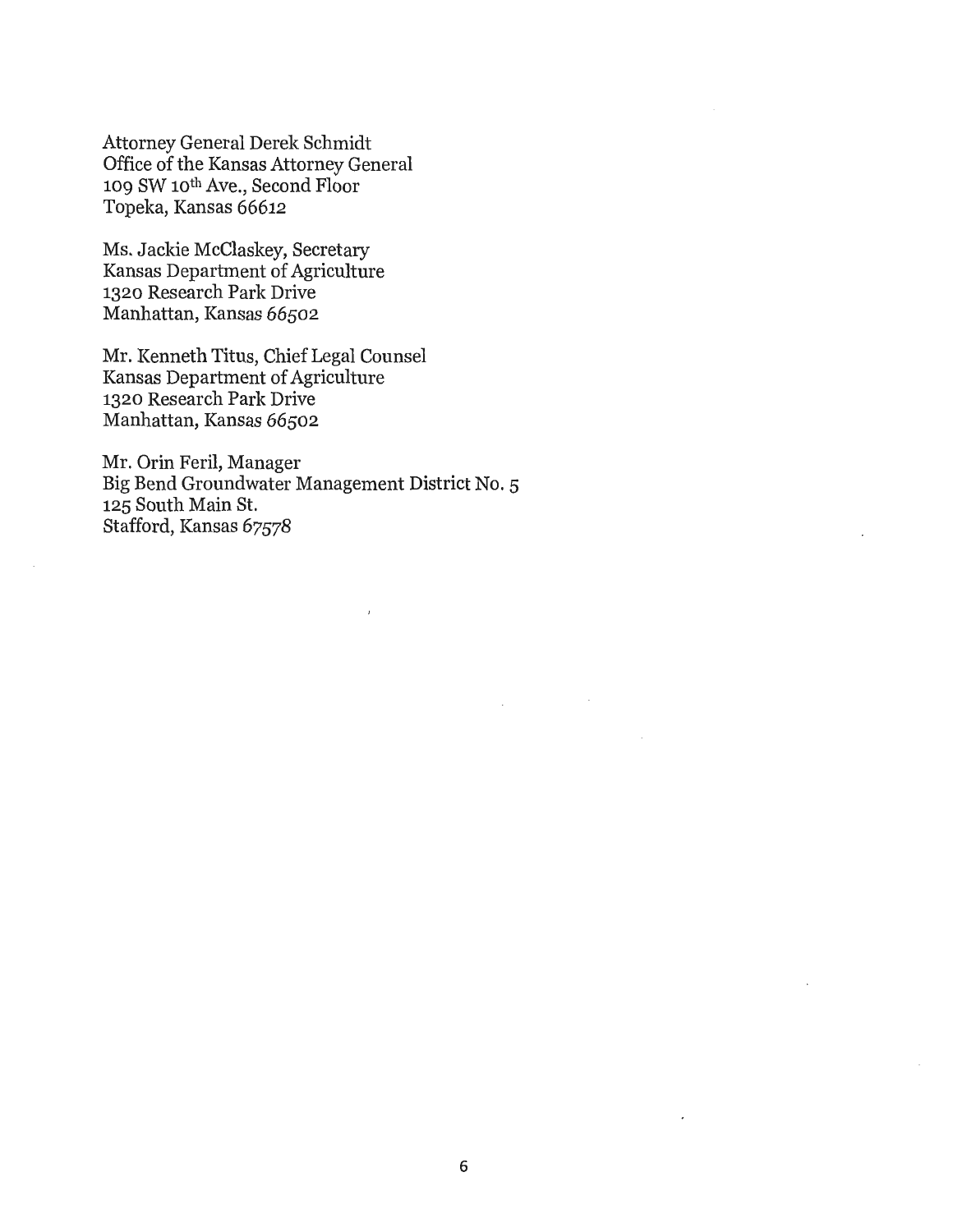Attorney General Derek Schmidt
Office of the Kansas Attorney General
109 SW 10th Ave., Second Floor
Topeka, Kansas 66612

Ms. Jackie McClaskey, Secretary
Kansas Department of Agriculture
1320 Research Park Drive
Manhattan, Kansas 66502

Mr. Kenneth Titus, Chief Legal Counsel
Kansas Department of Agriculture
1320 Research Park Drive
Manhattan, Kansas 66502

Mr. Orin Feril, Manager
Big Bend Groundwater Management District No. 5
125 South Main St.
Stafford, Kansas 67578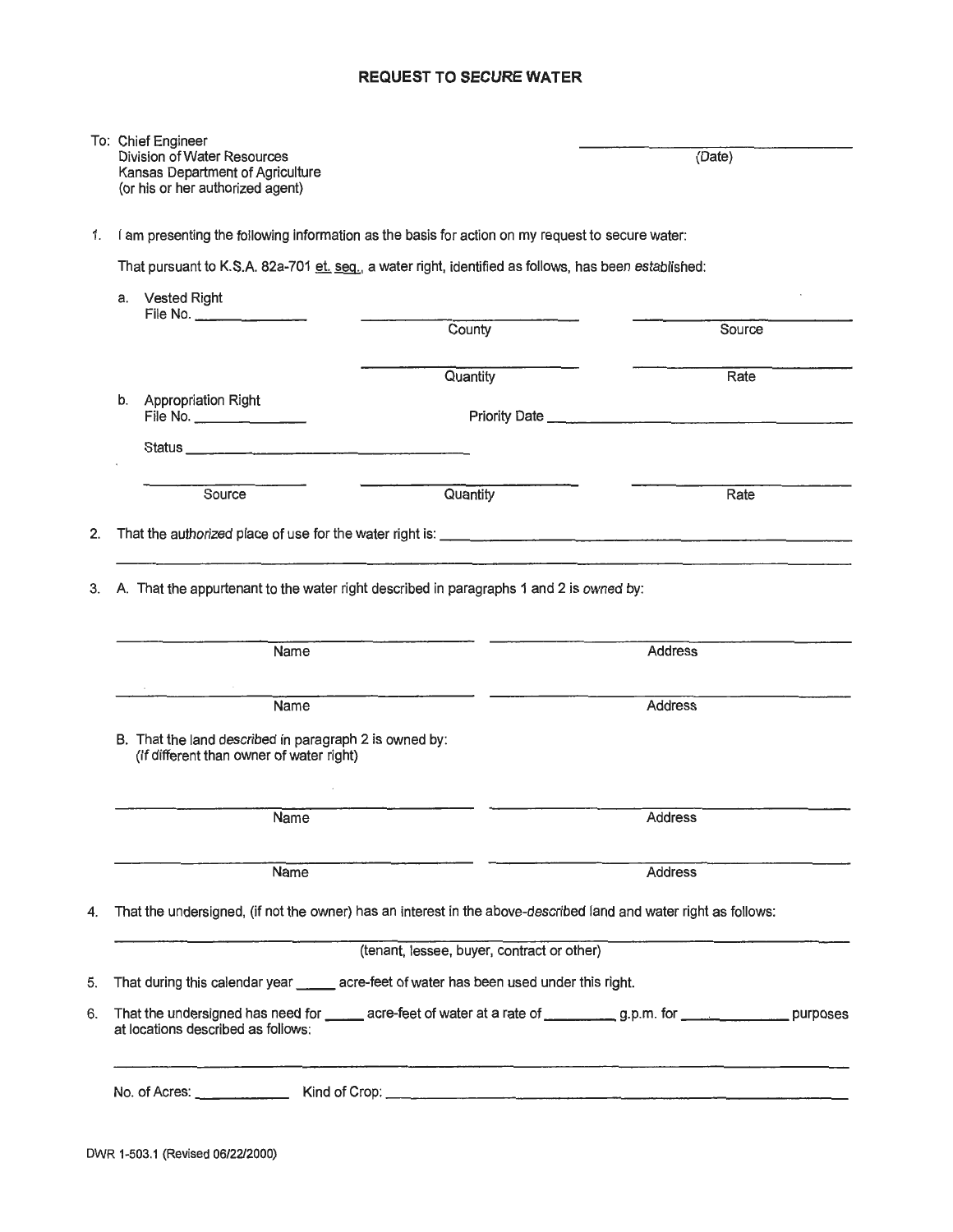# REQUEST TO SECURE WATER

To: Chief Engineer
Division of Water Resources
Kansas Department of Agriculture
(or his or her authorized agent)

\_\_\_\_\_\_\_\_\_\_\_\_\_\_\_\_\_\_\_\_
(Date)

1. I am presenting the following information as the basis for action on my request to secure water:

   That pursuant to K.S.A. 82a-701 et. seq., a water right, identified as follows, has been established:

   a. Vested Right
      File No. \_\_\_\_\_\_\_\_\_\_

      \_\_\_\_\_\_\_\_\_\_\_\_\_\_\_\_ County &nbsp;&nbsp; \_\_\_\_\_\_\_\_\_\_\_\_\_\_\_\_ Source

      \_\_\_\_\_\_\_\_\_\_\_\_\_\_\_\_ Quantity &nbsp;&nbsp; \_\_\_\_\_\_\_\_\_\_\_\_\_\_\_\_ Rate

   b. Appropriation Right
      File No. \_\_\_\_\_\_\_\_\_\_ &nbsp;&nbsp; Priority Date \_\_\_\_\_\_\_\_\_\_\_\_\_\_\_\_

      Status \_\_\_\_\_\_\_\_\_\_\_\_\_\_\_\_

      \_\_\_\_\_\_\_\_\_\_\_\_ Source &nbsp;&nbsp; \_\_\_\_\_\_\_\_\_\_\_\_ Quantity &nbsp;&nbsp; \_\_\_\_\_\_\_\_\_\_\_\_ Rate

2. That the authorized place of use for the water right is: \_\_\_\_\_\_\_\_\_\_\_\_\_\_\_\_\_\_\_\_\_\_\_\_\_\_\_\_

   \_\_\_\_\_\_\_\_\_\_\_\_\_\_\_\_\_\_\_\_\_\_\_\_\_\_\_\_\_\_\_\_\_\_\_\_\_\_\_\_

3. A. That the appurtenant to the water right described in paragraphs 1 and 2 is owned by:

   \_\_\_\_\_\_\_\_\_\_\_\_\_\_\_\_ Name &nbsp;&nbsp; \_\_\_\_\_\_\_\_\_\_\_\_\_\_\_\_ Address

   \_\_\_\_\_\_\_\_\_\_\_\_\_\_\_\_ Name &nbsp;&nbsp; \_\_\_\_\_\_\_\_\_\_\_\_\_\_\_\_ Address

   B. That the land described in paragraph 2 is owned by:
   (If different than owner of water right)

   \_\_\_\_\_\_\_\_\_\_\_\_\_\_\_\_ Name &nbsp;&nbsp; \_\_\_\_\_\_\_\_\_\_\_\_\_\_\_\_ Address

   \_\_\_\_\_\_\_\_\_\_\_\_\_\_\_\_ Name &nbsp;&nbsp; \_\_\_\_\_\_\_\_\_\_\_\_\_\_\_\_ Address

4. That the undersigned, (if not the owner) has an interest in the above-described land and water right as follows:

   \_\_\_\_\_\_\_\_\_\_\_\_\_\_\_\_\_\_\_\_\_\_\_\_\_\_\_\_\_\_\_\_\_\_\_\_\_\_\_\_
   (tenant, lessee, buyer, contract or other)

5. That during this calendar year \_\_\_\_\_ acre-feet of water has been used under this right.

6. That the undersigned has need for \_\_\_\_\_ acre-feet of water at a rate of \_\_\_\_\_\_\_\_ g.p.m. for \_\_\_\_\_\_\_\_\_\_\_\_ purposes at locations described as follows:

   \_\_\_\_\_\_\_\_\_\_\_\_\_\_\_\_\_\_\_\_\_\_\_\_\_\_\_\_\_\_\_\_\_\_\_\_\_\_\_\_

   No. of Acres: \_\_\_\_\_\_\_\_\_\_ Kind of Crop: \_\_\_\_\_\_\_\_\_\_\_\_\_\_\_\_\_\_\_\_\_\_\_\_

DWR 1-503.1 (Revised 06/22/2000)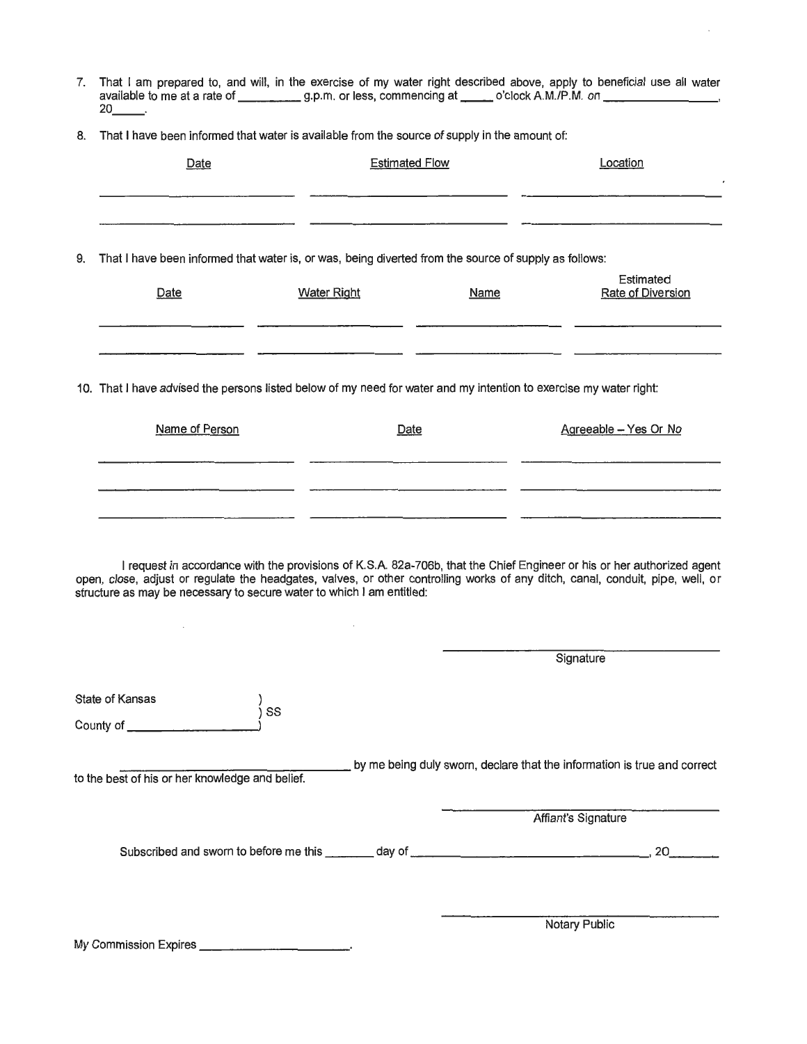7. That I am prepared to, and will, in the exercise of my water right described above, apply to beneficial use all water available to me at a rate of __________ g.p.m. or less, commencing at _____ o'clock A.M./P.M. on ________________, 20_____.

8. That I have been informed that water is available from the source of supply in the amount of:

| Date | Estimated Flow | Location |
|---|---|---|
| | | |
| | | |

9. That I have been informed that water is, or was, being diverted from the source of supply as follows:

| Date | Water Right | Name | Estimated Rate of Diversion |
|---|---|---|---|
| | | | |
| | | | |

10. That I have advised the persons listed below of my need for water and my intention to exercise my water right:

| Name of Person | Date | Agreeable – Yes Or No |
|---|---|---|
| | | |
| | | |
| | | |

I request in accordance with the provisions of K.S.A. 82a-706b, that the Chief Engineer or his or her authorized agent open, close, adjust or regulate the headgates, valves, or other controlling works of any ditch, canal, conduit, pipe, well, or structure as may be necessary to secure water to which I am entitled:

____________________________
Signature

State of Kansas )
) SS
County of ______________)

________________________ by me being duly sworn, declare that the information is true and correct to the best of his or her knowledge and belief.

____________________________
Affiant's Signature

Subscribed and sworn to before me this _______ day of ____________________________, 20_______

____________________________
Notary Public

My Commission Expires ____________________.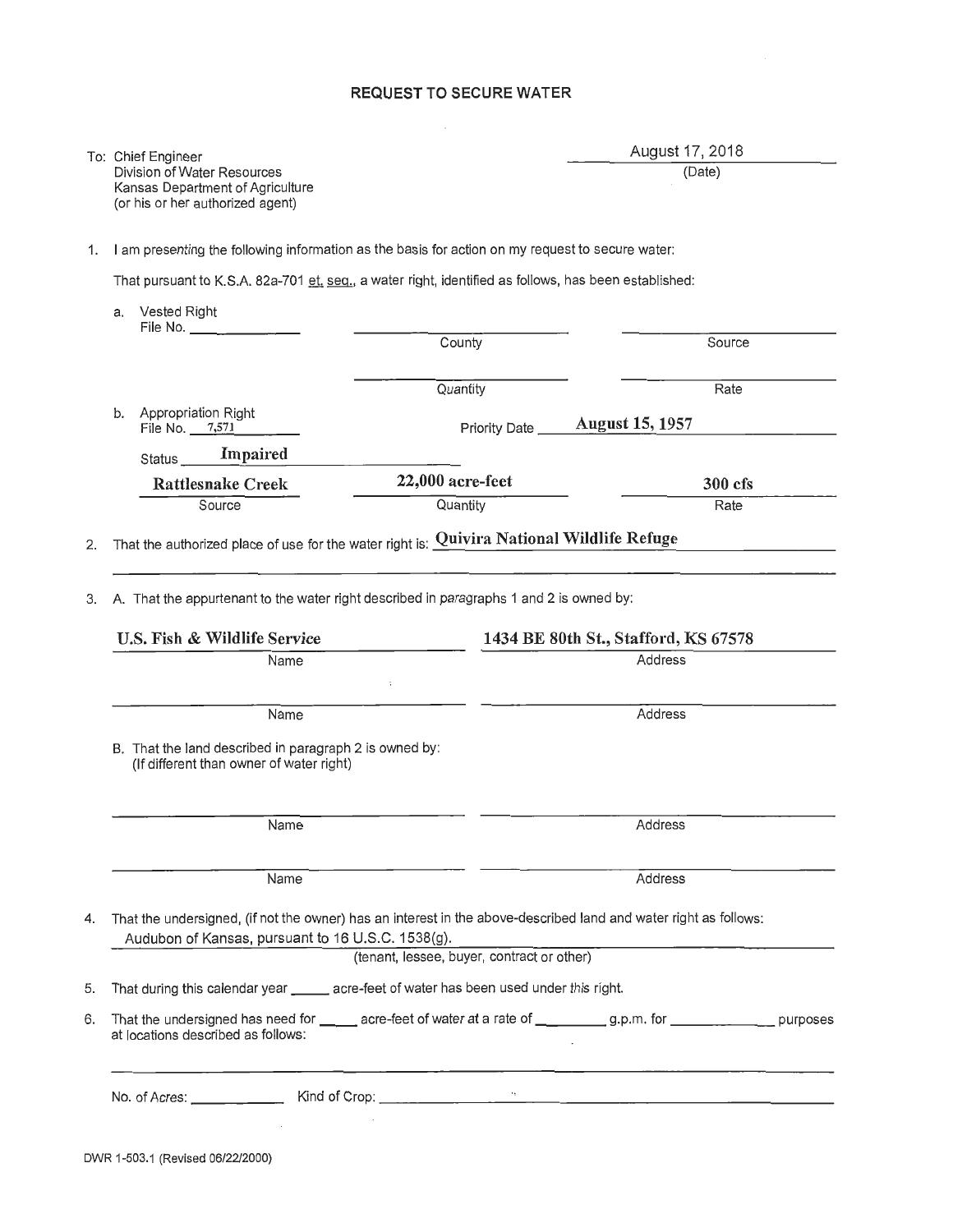# REQUEST TO SECURE WATER

To: Chief Engineer
Division of Water Resources
Kansas Department of Agriculture
(or his or her authorized agent)

August 17, 2018
(Date)

1. I am presenting the following information as the basis for action on my request to secure water:

   That pursuant to K.S.A. 82a-701 et. seq., a water right, identified as follows, has been established:

   a. Vested Right
      File No. ____________

      | | | |
      |---|---|---|
      | | ____________ County | ____________ Source |
      | | ____________ Quantity | ____________ Rate |

   b. Appropriation Right
      File No. 7,571 &nbsp;&nbsp;&nbsp;&nbsp; Priority Date **August 15, 1957**

      Status **Impaired**

      | Source | Quantity | Rate |
      |---|---|---|
      | **Rattlesnake Creek** | **22,000 acre-feet** | **300 cfs** |

2. That the authorized place of use for the water right is: **Quivira National Wildlife Refuge**

3. A. That the appurtenant to the water right described in paragraphs 1 and 2 is owned by:

   | Name | Address |
   |---|---|
   | **U.S. Fish & Wildlife Service** | **1434 BE 80th St., Stafford, KS 67578** |
   | | |

   B. That the land described in paragraph 2 is owned by:
   (If different than owner of water right)

   | Name | Address |
   |---|---|
   | | |
   | | |

4. That the undersigned, (if not the owner) has an interest in the above-described land and water right as follows:
   Audubon of Kansas, pursuant to 16 U.S.C. 1538(g).
   (tenant, lessee, buyer, contract or other)

5. That during this calendar year _____ acre-feet of water has been used under this right.

6. That the undersigned has need for _____ acre-feet of water at a rate of _________ g.p.m. for _____________ purposes at locations described as follows:

   ____________________________________________

   No. of Acres: ____________ Kind of Crop: ____________

DWR 1-503.1 (Revised 06/22/2000)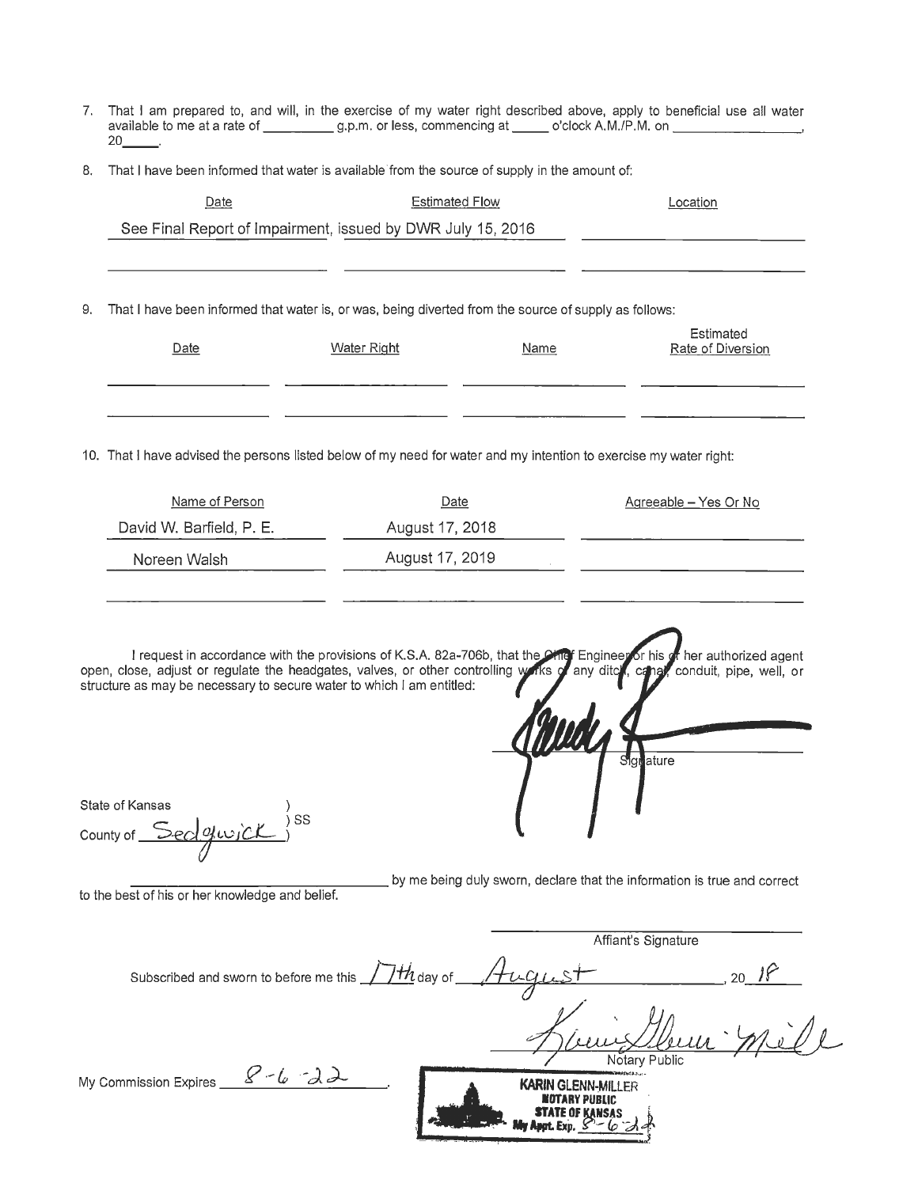7. That I am prepared to, and will, in the exercise of my water right described above, apply to beneficial use all water available to me at a rate of __________ g.p.m. or less, commencing at _____ o'clock A.M./P.M. on __________________, 20_____.

8. That I have been informed that water is available from the source of supply in the amount of:

| Date | Estimated Flow | Location |
|---|---|---|
| See Final Report of Impairment, issued by DWR July 15, 2016 | | |
| | | |

9. That I have been informed that water is, or was, being diverted from the source of supply as follows:

| Date | Water Right | Name | Estimated Rate of Diversion |
|---|---|---|---|
| | | | |
| | | | |

10. That I have advised the persons listed below of my need for water and my intention to exercise my water right:

| Name of Person | Date | Agreeable – Yes Or No |
|---|---|---|
| David W. Barfield, P. E. | August 17, 2018 | |
| Noreen Walsh | August 17, 2019 | |
| | | |

I request in accordance with the provisions of K.S.A. 82a-706b, that the Chief Engineer or his or her authorized agent open, close, adjust or regulate the headgates, valves, or other controlling works of any ditch, canal, conduit, pipe, well, or structure as may be necessary to secure water to which I am entitled:

_______________________
Signature

State of Kansas )
) SS
County of Sedgwick )

__________________________ by me being duly sworn, declare that the information is true and correct to the best of his or her knowledge and belief.

_______________________
Affiant's Signature

Subscribed and sworn to before me this 17th day of August, 20 18

_______________________
Notary Public

My Commission Expires 8-6-22.

KARIN GLENN-MILLER
NOTARY PUBLIC
STATE OF KANSAS
My Appt. Exp. 8-6-22